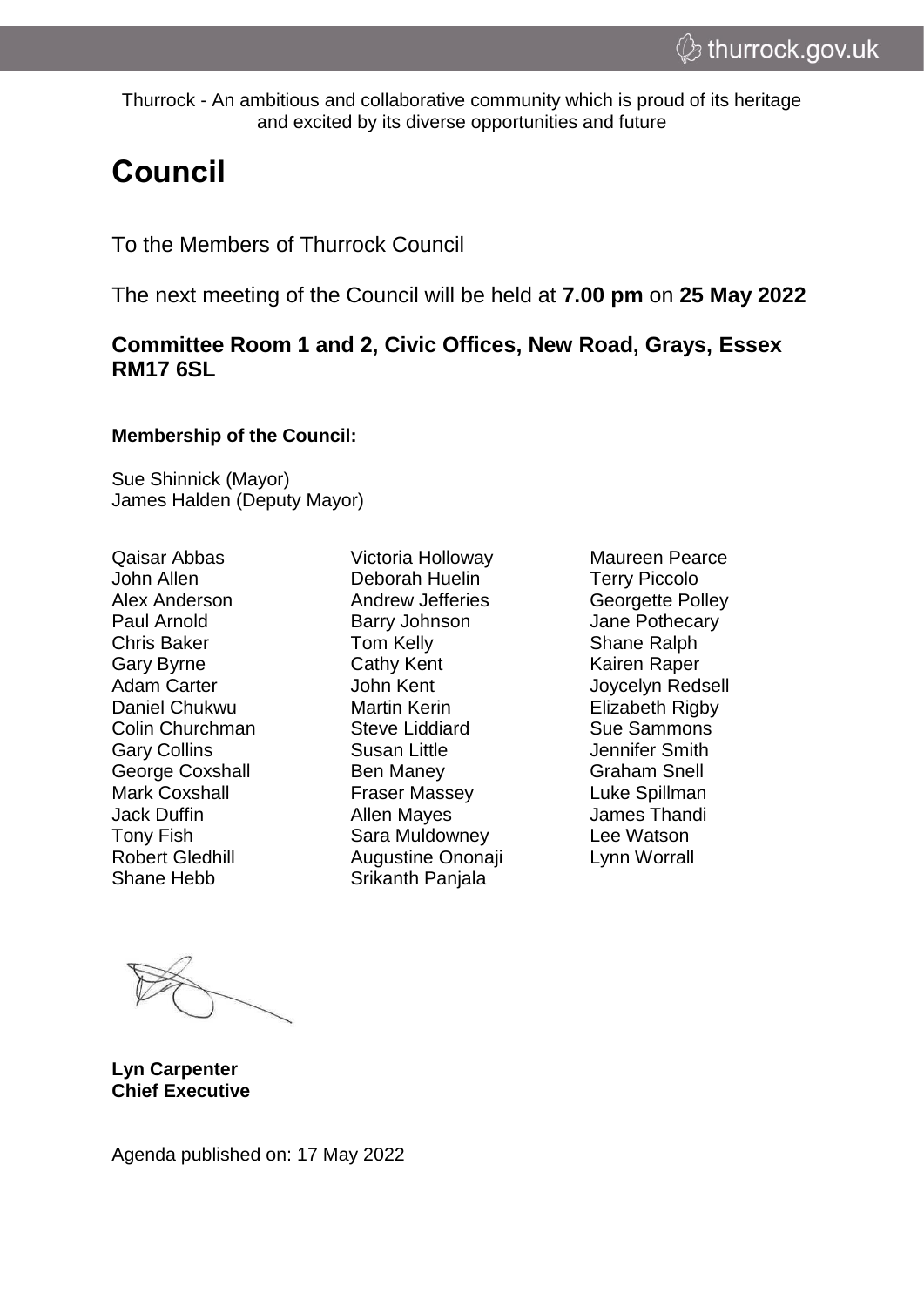Thurrock - An ambitious and collaborative community which is proud of its heritage and excited by its diverse opportunities and future

# Council

To the Members of Thurrock Council

The next meeting of the Council will be held at **7.00 pm** on **25 May 2022**

### Committee Room 1 and 2, Civic Offices, New Road, Grays, Essex RM17 6SL

**Membership of the Council:**

Sue Shinnick (Mayor)
James Halden (Deputy Mayor)

Qaisar Abbas
John Allen
Alex Anderson
Paul Arnold
Chris Baker
Gary Byrne
Adam Carter
Daniel Chukwu
Colin Churchman
Gary Collins
George Coxshall
Mark Coxshall
Jack Duffin
Tony Fish
Robert Gledhill
Shane Hebb
Victoria Holloway
Deborah Huelin
Andrew Jefferies
Barry Johnson
Tom Kelly
Cathy Kent
John Kent
Martin Kerin
Steve Liddiard
Susan Little
Ben Maney
Fraser Massey
Allen Mayes
Sara Muldowney
Augustine Ononaji
Srikanth Panjala
Maureen Pearce
Terry Piccolo
Georgette Polley
Jane Pothecary
Shane Ralph
Kairen Raper
Joycelyn Redsell
Elizabeth Rigby
Sue Sammons
Jennifer Smith
Graham Snell
Luke Spillman
James Thandi
Lee Watson
Lynn Worrall

**Lyn Carpenter**
**Chief Executive**

Agenda published on: 17 May 2022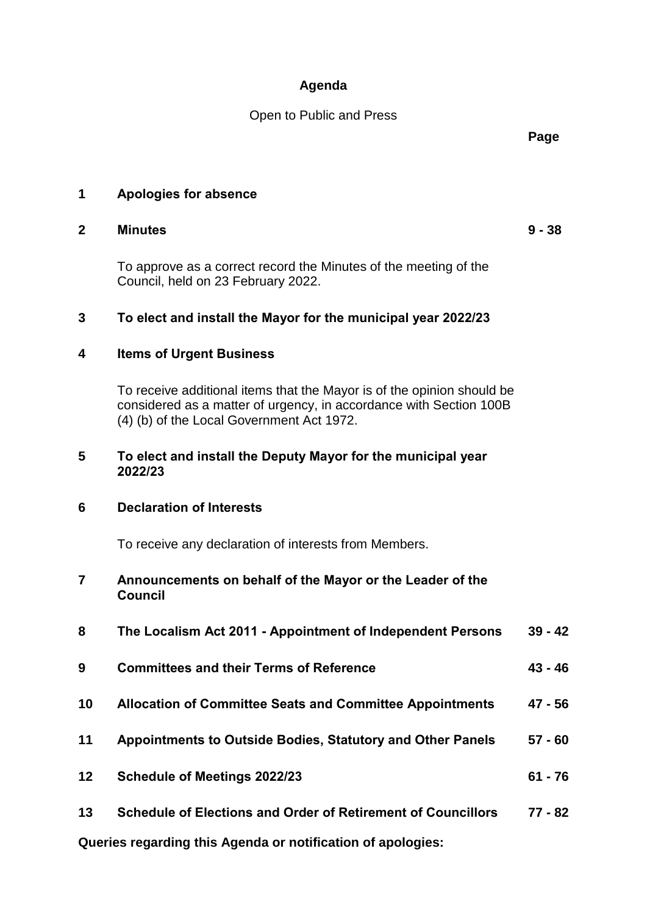# Agenda

Open to Public and Press

| | | Page |
|---|---|---|
| **1** | **Apologies for absence** | |
| **2** | **Minutes**<br><br>To approve as a correct record the Minutes of the meeting of the Council, held on 23 February 2022. | **9 - 38** |
| **3** | **To elect and install the Mayor for the municipal year 2022/23** | |
| **4** | **Items of Urgent Business**<br><br>To receive additional items that the Mayor is of the opinion should be considered as a matter of urgency, in accordance with Section 100B (4) (b) of the Local Government Act 1972. | |
| **5** | **To elect and install the Deputy Mayor for the municipal year 2022/23** | |
| **6** | **Declaration of Interests**<br><br>To receive any declaration of interests from Members. | |
| **7** | **Announcements on behalf of the Mayor or the Leader of the Council** | |
| **8** | **The Localism Act 2011 - Appointment of Independent Persons** | **39 - 42** |
| **9** | **Committees and their Terms of Reference** | **43 - 46** |
| **10** | **Allocation of Committee Seats and Committee Appointments** | **47 - 56** |
| **11** | **Appointments to Outside Bodies, Statutory and Other Panels** | **57 - 60** |
| **12** | **Schedule of Meetings 2022/23** | **61 - 76** |
| **13** | **Schedule of Elections and Order of Retirement of Councillors** | **77 - 82** |

**Queries regarding this Agenda or notification of apologies:**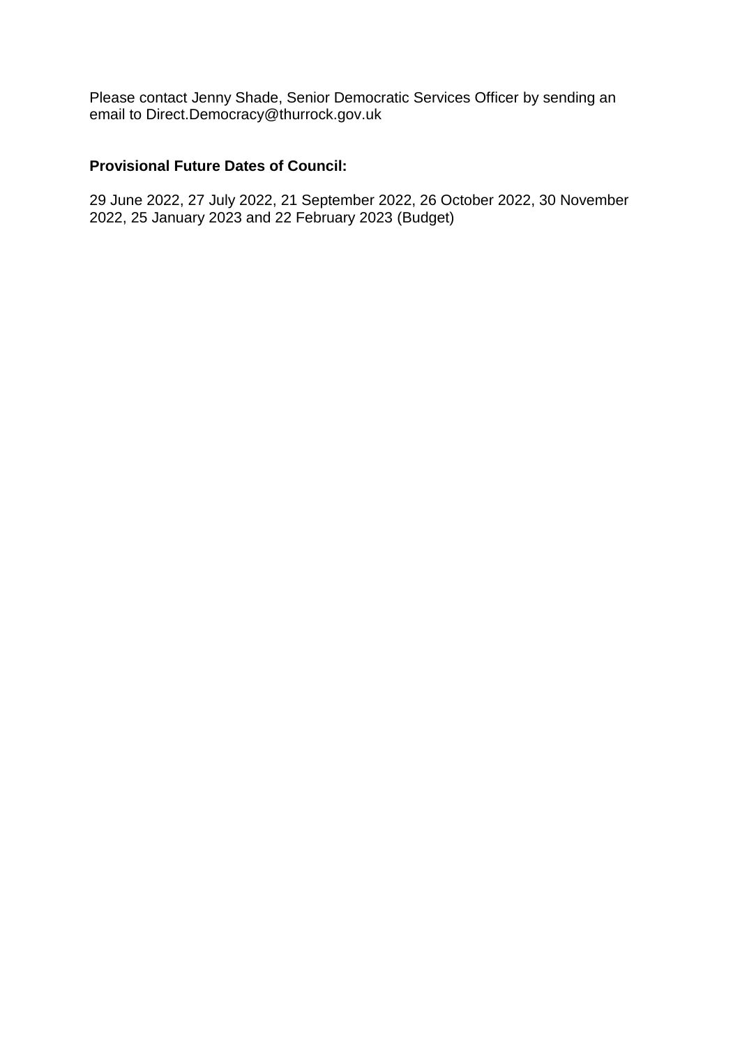Please contact Jenny Shade, Senior Democratic Services Officer by sending an email to Direct.Democracy@thurrock.gov.uk

**Provisional Future Dates of Council:**

29 June 2022, 27 July 2022, 21 September 2022, 26 October 2022, 30 November 2022, 25 January 2023 and 22 February 2023 (Budget)